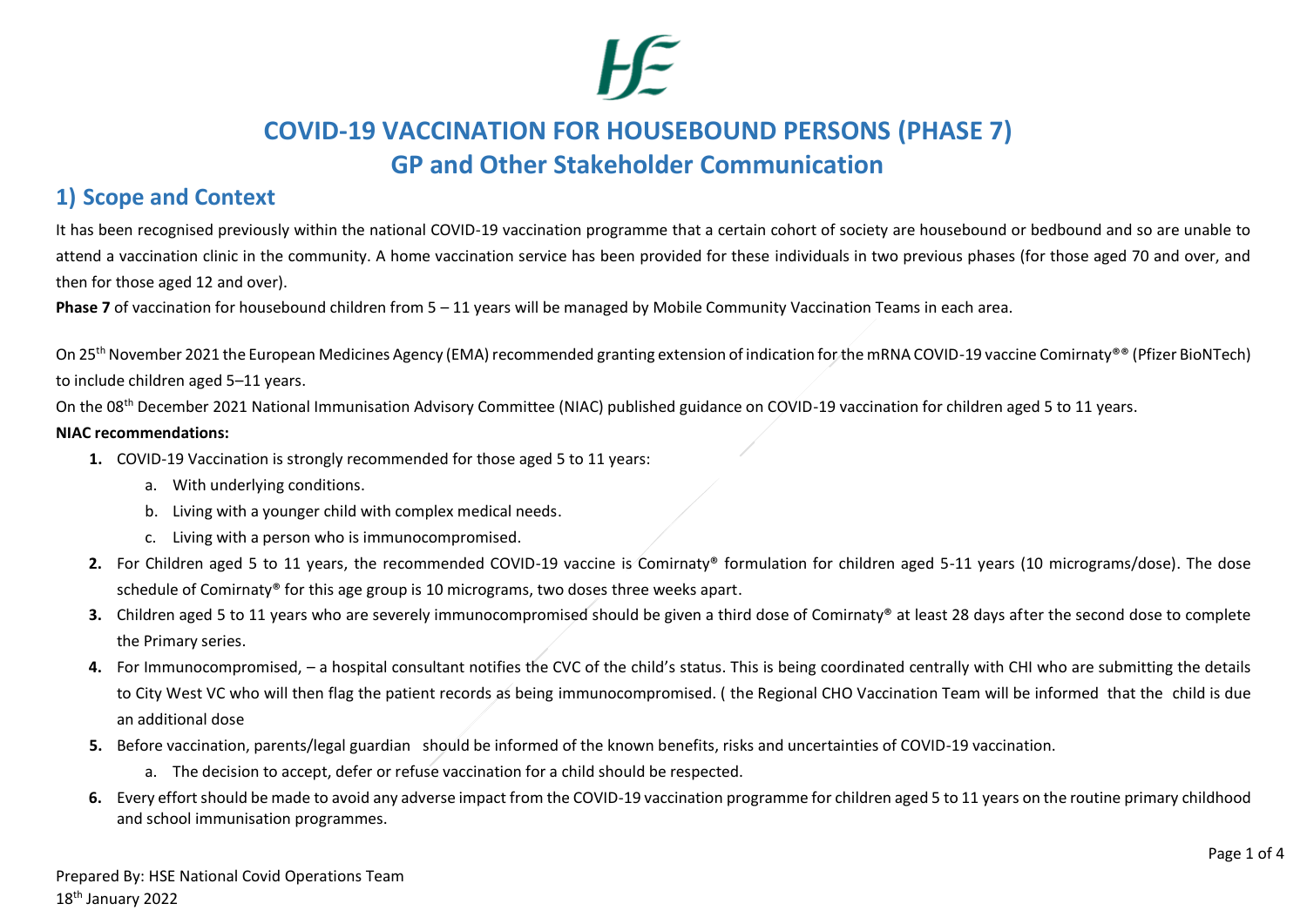# COVID-19 VACCINATION FOR HOUSEBOUND PERSONS (PHASE 7)

# GP and Other Stakeholder Communication

## 1) Scope and Context

It has been recognised previously within the national COVID-19 vaccination programme that a certain cohort of society are housebound or bedbound and so are unable to attend a vaccination clinic in the community. A home vaccination service has been provided for these individuals in two previous phases (for those aged 70 and over, and then for those aged 12 and over).

**Phase 7** of vaccination for housebound children from 5 – 11 years will be managed by Mobile Community Vaccination Teams in each area.

On 25th November 2021 the European Medicines Agency (EMA) recommended granting extension of indication for the mRNA COVID-19 vaccine Comirnaty®® (Pfizer BioNTech) to include children aged 5–11 years.

On the 08th December 2021 National Immunisation Advisory Committee (NIAC) published guidance on COVID-19 vaccination for children aged 5 to 11 years.

**NIAC recommendations:**

1. COVID-19 Vaccination is strongly recommended for those aged 5 to 11 years:
   a. With underlying conditions.
   b. Living with a younger child with complex medical needs.
   c. Living with a person who is immunocompromised.
2. For Children aged 5 to 11 years, the recommended COVID-19 vaccine is Comirnaty® formulation for children aged 5-11 years (10 micrograms/dose). The dose schedule of Comirnaty® for this age group is 10 micrograms, two doses three weeks apart.
3. Children aged 5 to 11 years who are severely immunocompromised should be given a third dose of Comirnaty® at least 28 days after the second dose to complete the Primary series.
4. For Immunocompromised, – a hospital consultant notifies the CVC of the child's status. This is being coordinated centrally with CHI who are submitting the details to City West VC who will then flag the patient records as being immunocompromised. ( the Regional CHO Vaccination Team will be informed that the child is due an additional dose
5. Before vaccination, parents/legal guardian should be informed of the known benefits, risks and uncertainties of COVID-19 vaccination.
   a. The decision to accept, defer or refuse vaccination for a child should be respected.
6. Every effort should be made to avoid any adverse impact from the COVID-19 vaccination programme for children aged 5 to 11 years on the routine primary childhood and school immunisation programmes.

Prepared By: HSE National Covid Operations Team
18th January 2022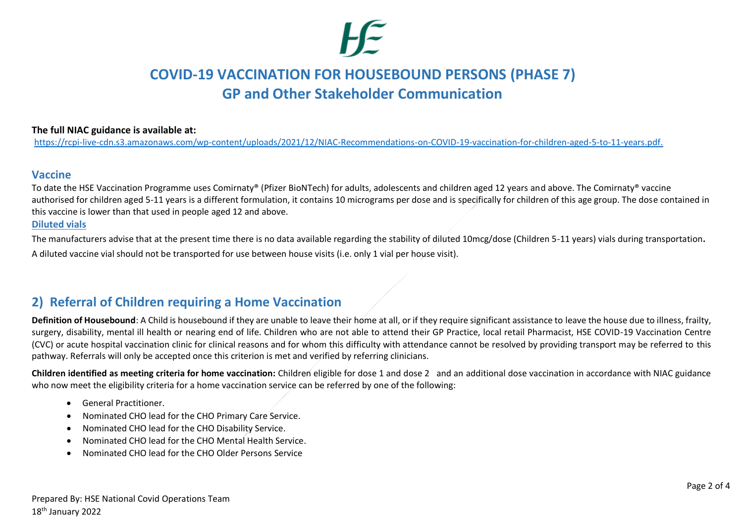# COVID-19 VACCINATION FOR HOUSEBOUND PERSONS (PHASE 7)
# GP and Other Stakeholder Communication

**The full NIAC guidance is available at:**
https://rcpi-live-cdn.s3.amazonaws.com/wp-content/uploads/2021/12/NIAC-Recommendations-on-COVID-19-vaccination-for-children-aged-5-to-11-years.pdf.

## Vaccine

To date the HSE Vaccination Programme uses Comirnaty® (Pfizer BioNTech) for adults, adolescents and children aged 12 years and above. The Comirnaty® vaccine authorised for children aged 5-11 years is a different formulation, it contains 10 micrograms per dose and is specifically for children of this age group. The dose contained in this vaccine is lower than that used in people aged 12 and above.

### Diluted vials

The manufacturers advise that at the present time there is no data available regarding the stability of diluted 10mcg/dose (Children 5-11 years) vials during transportation**.**

A diluted vaccine vial should not be transported for use between house visits (i.e. only 1 vial per house visit).

## 2) Referral of Children requiring a Home Vaccination

**Definition of Housebound**: A Child is housebound if they are unable to leave their home at all, or if they require significant assistance to leave the house due to illness, frailty, surgery, disability, mental ill health or nearing end of life. Children who are not able to attend their GP Practice, local retail Pharmacist, HSE COVID-19 Vaccination Centre (CVC) or acute hospital vaccination clinic for clinical reasons and for whom this difficulty with attendance cannot be resolved by providing transport may be referred to this pathway. Referrals will only be accepted once this criterion is met and verified by referring clinicians.

**Children identified as meeting criteria for home vaccination:** Children eligible for dose 1 and dose 2 and an additional dose vaccination in accordance with NIAC guidance who now meet the eligibility criteria for a home vaccination service can be referred by one of the following:

- General Practitioner.
- Nominated CHO lead for the CHO Primary Care Service.
- Nominated CHO lead for the CHO Disability Service.
- Nominated CHO lead for the CHO Mental Health Service.
- Nominated CHO lead for the CHO Older Persons Service

Prepared By: HSE National Covid Operations Team
18th January 2022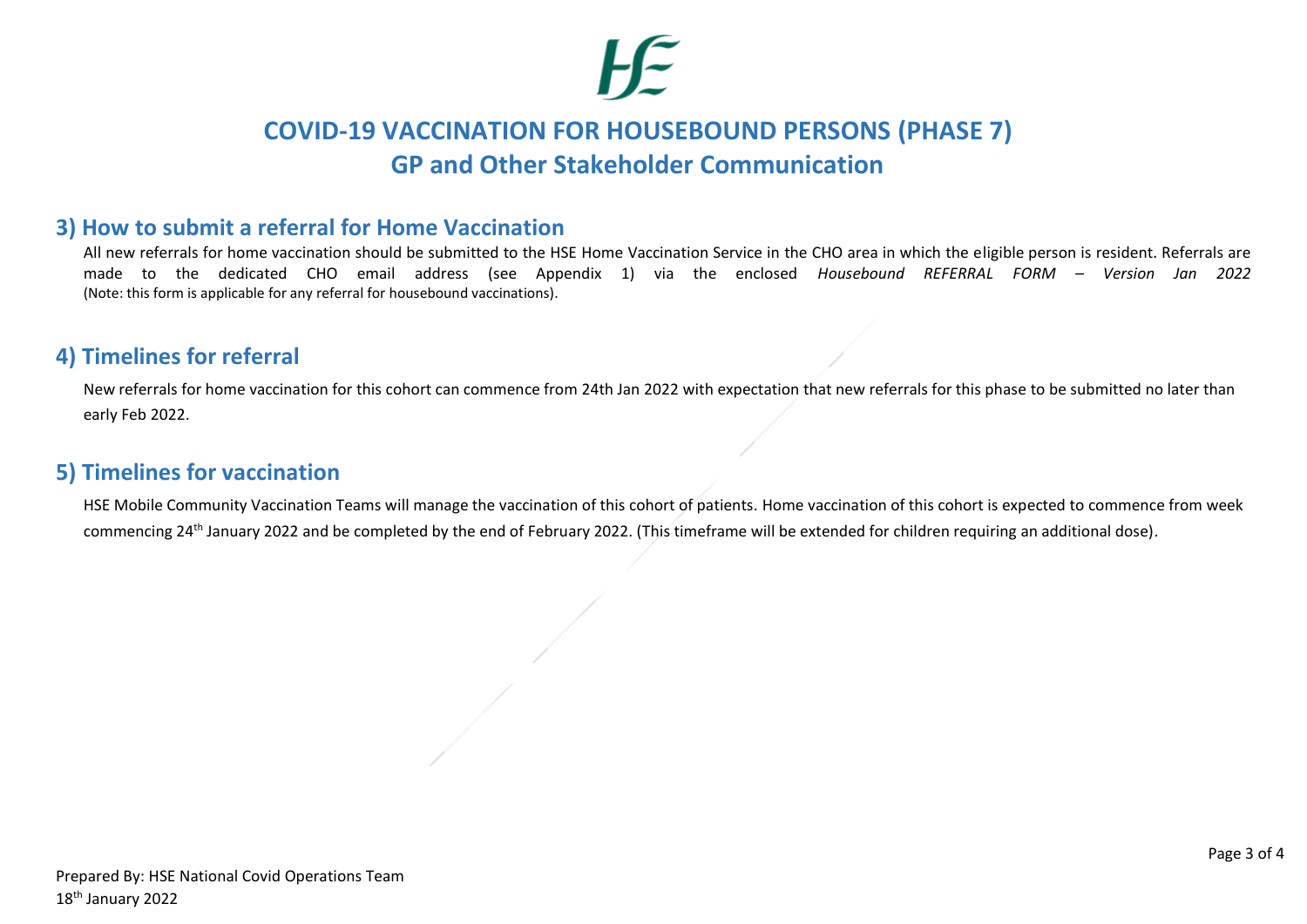# COVID-19 VACCINATION FOR HOUSEBOUND PERSONS (PHASE 7)

## GP and Other Stakeholder Communication

## 3) How to submit a referral for Home Vaccination

All new referrals for home vaccination should be submitted to the HSE Home Vaccination Service in the CHO area in which the eligible person is resident. Referrals are made to the dedicated CHO email address (see Appendix 1) via the enclosed *Housebound REFERRAL FORM – Version Jan 2022* (Note: this form is applicable for any referral for housebound vaccinations).

## 4) Timelines for referral

New referrals for home vaccination for this cohort can commence from 24th Jan 2022 with expectation that new referrals for this phase to be submitted no later than early Feb 2022.

## 5) Timelines for vaccination

HSE Mobile Community Vaccination Teams will manage the vaccination of this cohort of patients. Home vaccination of this cohort is expected to commence from week commencing 24th January 2022 and be completed by the end of February 2022. (This timeframe will be extended for children requiring an additional dose).

Prepared By: HSE National Covid Operations Team
18th January 2022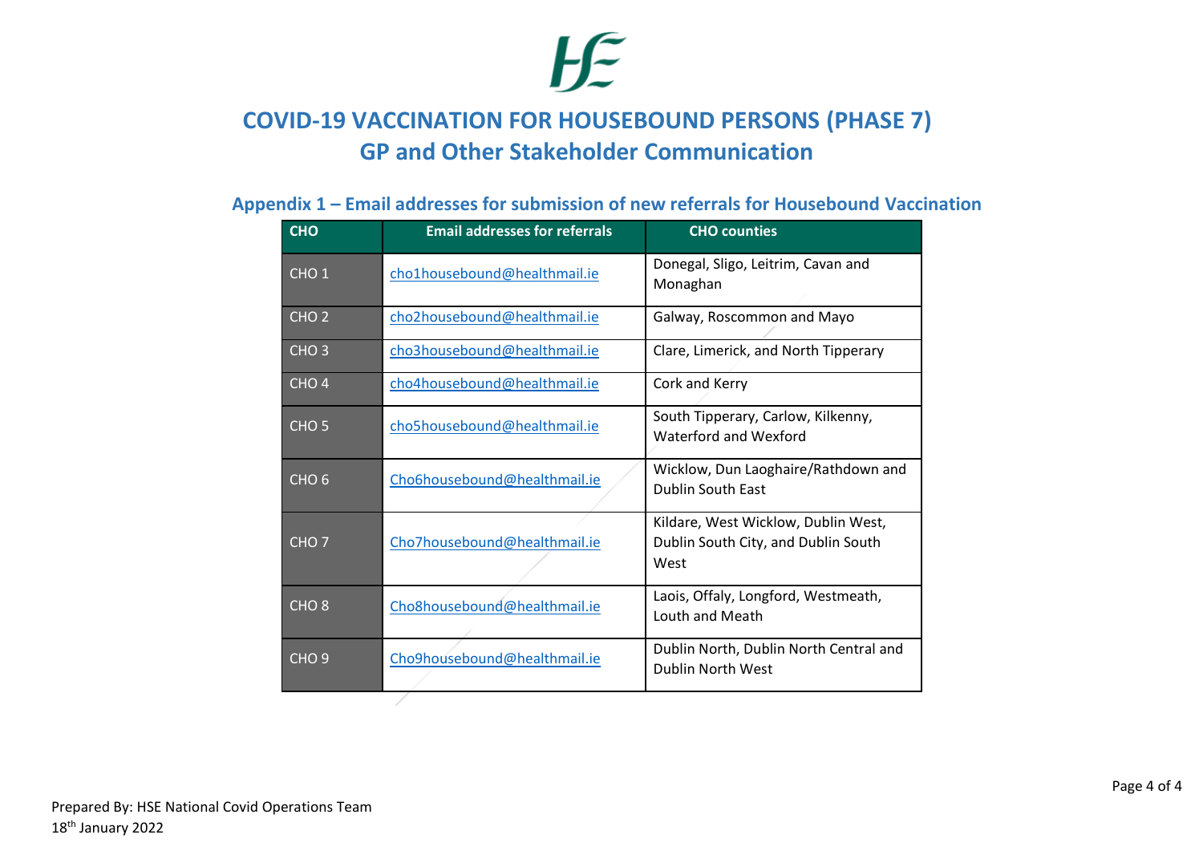# COVID-19 VACCINATION FOR HOUSEBOUND PERSONS (PHASE 7)
# GP and Other Stakeholder Communication

## Appendix 1 – Email addresses for submission of new referrals for Housebound Vaccination

| CHO | Email addresses for referrals | CHO counties |
|---|---|---|
| CHO 1 | cho1housebound@healthmail.ie | Donegal, Sligo, Leitrim, Cavan and Monaghan |
| CHO 2 | cho2housebound@healthmail.ie | Galway, Roscommon and Mayo |
| CHO 3 | cho3housebound@healthmail.ie | Clare, Limerick, and North Tipperary |
| CHO 4 | cho4housebound@healthmail.ie | Cork and Kerry |
| CHO 5 | cho5housebound@healthmail.ie | South Tipperary, Carlow, Kilkenny, Waterford and Wexford |
| CHO 6 | Cho6housebound@healthmail.ie | Wicklow, Dun Laoghaire/Rathdown and Dublin South East |
| CHO 7 | Cho7housebound@healthmail.ie | Kildare, West Wicklow, Dublin West, Dublin South City, and Dublin South West |
| CHO 8 | Cho8housebound@healthmail.ie | Laois, Offaly, Longford, Westmeath, Louth and Meath |
| CHO 9 | Cho9housebound@healthmail.ie | Dublin North, Dublin North Central and Dublin North West |

Prepared By: HSE National Covid Operations Team
18th January 2022